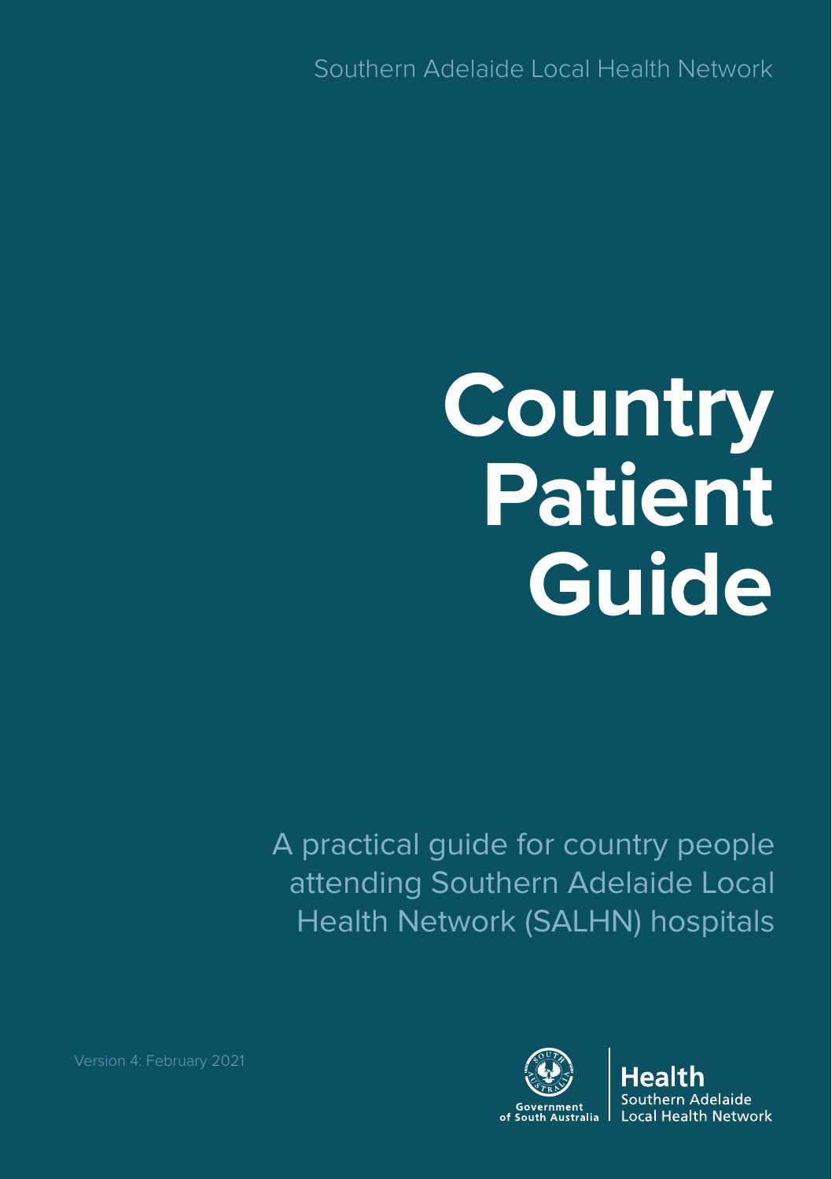Southern Adelaide Local Health Network

# Country Patient Guide

A practical guide for country people attending Southern Adelaide Local Health Network (SALHN) hospitals

Version 4: February 2021

Government of South Australia

Health
Southern Adelaide Local Health Network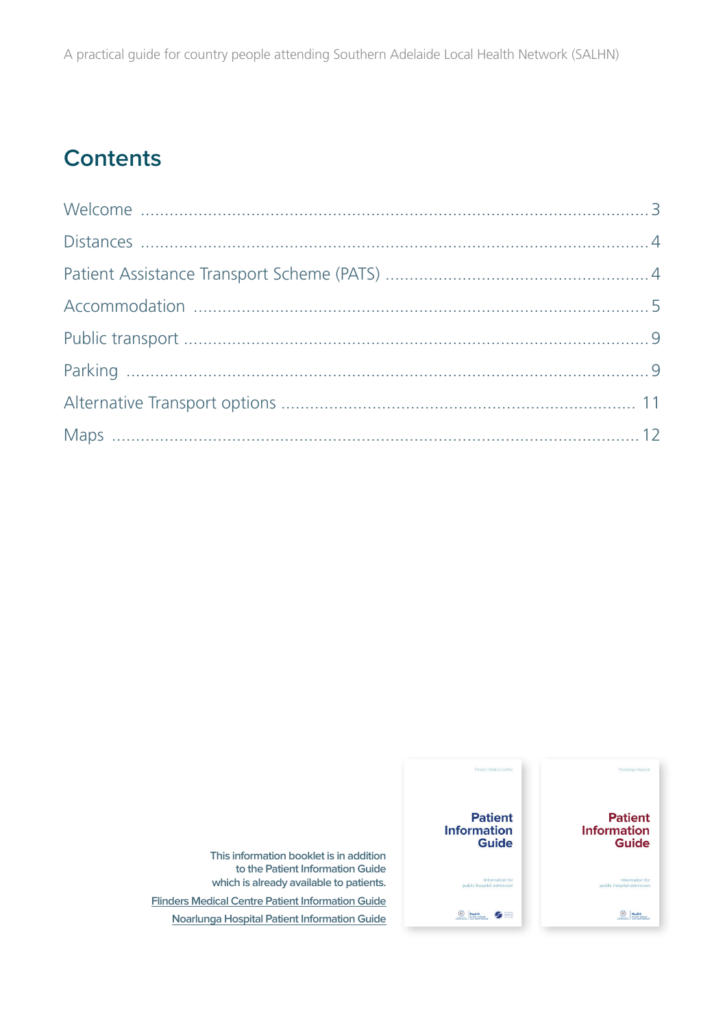A practical guide for country people attending Southern Adelaide Local Health Network (SALHN)

# Contents

| | |
|---|---|
| Welcome | 3 |
| Distances | 4 |
| Patient Assistance Transport Scheme (PATS) | 4 |
| Accommodation | 5 |
| Public transport | 9 |
| Parking | 9 |
| Alternative Transport options | 11 |
| Maps | 12 |

This information booklet is in addition to the Patient Information Guide which is already available to patients.

Flinders Medical Centre Patient Information Guide

Noarlunga Hospital Patient Information Guide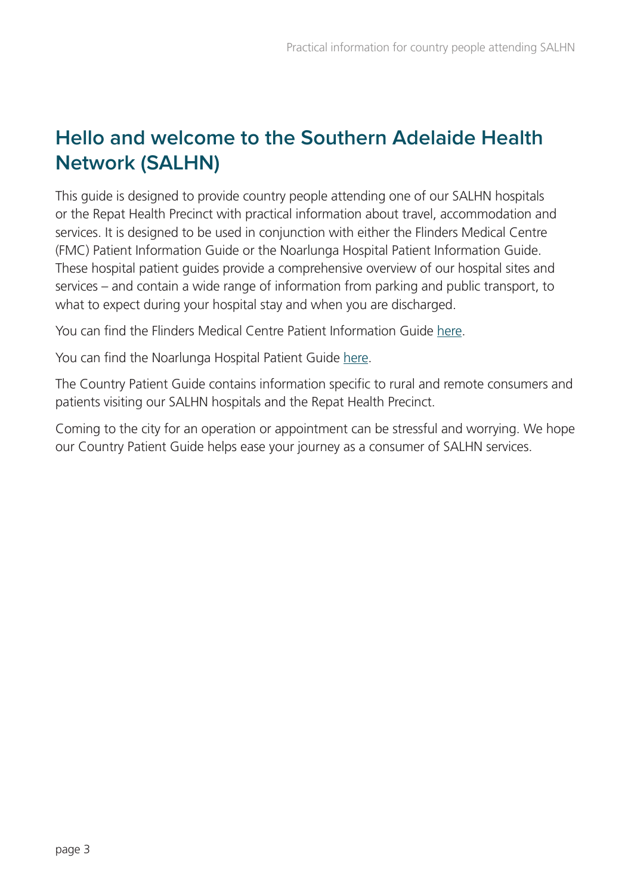# Hello and welcome to the Southern Adelaide Health Network (SALHN)

This guide is designed to provide country people attending one of our SALHN hospitals or the Repat Health Precinct with practical information about travel, accommodation and services. It is designed to be used in conjunction with either the Flinders Medical Centre (FMC) Patient Information Guide or the Noarlunga Hospital Patient Information Guide. These hospital patient guides provide a comprehensive overview of our hospital sites and services – and contain a wide range of information from parking and public transport, to what to expect during your hospital stay and when you are discharged.

You can find the Flinders Medical Centre Patient Information Guide here.

You can find the Noarlunga Hospital Patient Guide here.

The Country Patient Guide contains information specific to rural and remote consumers and patients visiting our SALHN hospitals and the Repat Health Precinct.

Coming to the city for an operation or appointment can be stressful and worrying. We hope our Country Patient Guide helps ease your journey as a consumer of SALHN services.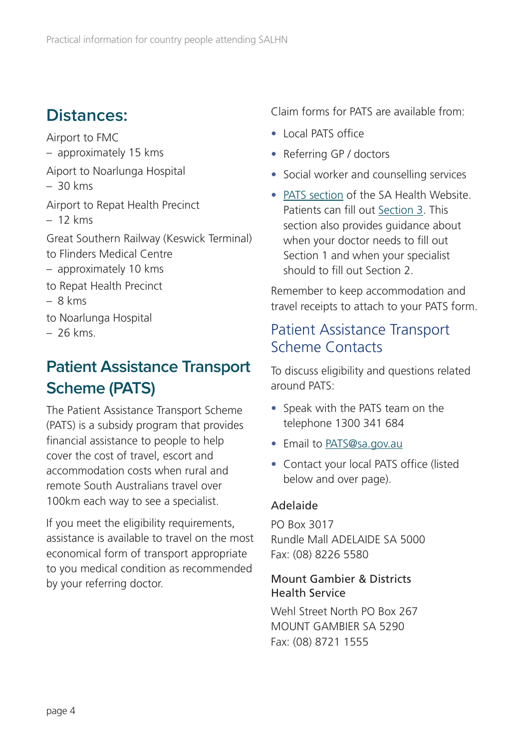## Distances:

Airport to FMC
– approximately 15 kms

Aiport to Noarlunga Hospital
– 30 kms

Airport to Repat Health Precinct
– 12 kms

Great Southern Railway (Keswick Terminal) to Flinders Medical Centre
– approximately 10 kms

to Repat Health Precinct
– 8 kms

to Noarlunga Hospital
– 26 kms.

## Patient Assistance Transport Scheme (PATS)

The Patient Assistance Transport Scheme (PATS) is a subsidy program that provides financial assistance to people to help cover the cost of travel, escort and accommodation costs when rural and remote South Australians travel over 100km each way to see a specialist.

If you meet the eligibility requirements, assistance is available to travel on the most economical form of transport appropriate to you medical condition as recommended by your referring doctor.

Claim forms for PATS are available from:

- Local PATS office
- Referring GP / doctors
- Social worker and counselling services
- PATS section of the SA Health Website. Patients can fill out Section 3. This section also provides guidance about when your doctor needs to fill out Section 1 and when your specialist should to fill out Section 2.

Remember to keep accommodation and travel receipts to attach to your PATS form.

### Patient Assistance Transport Scheme Contacts

To discuss eligibility and questions related around PATS:

- Speak with the PATS team on the telephone 1300 341 684
- Email to PATS@sa.gov.au
- Contact your local PATS office (listed below and over page).

#### Adelaide

PO Box 3017
Rundle Mall ADELAIDE SA 5000
Fax: (08) 8226 5580

#### Mount Gambier & Districts Health Service

Wehl Street North PO Box 267
MOUNT GAMBIER SA 5290
Fax: (08) 8721 1555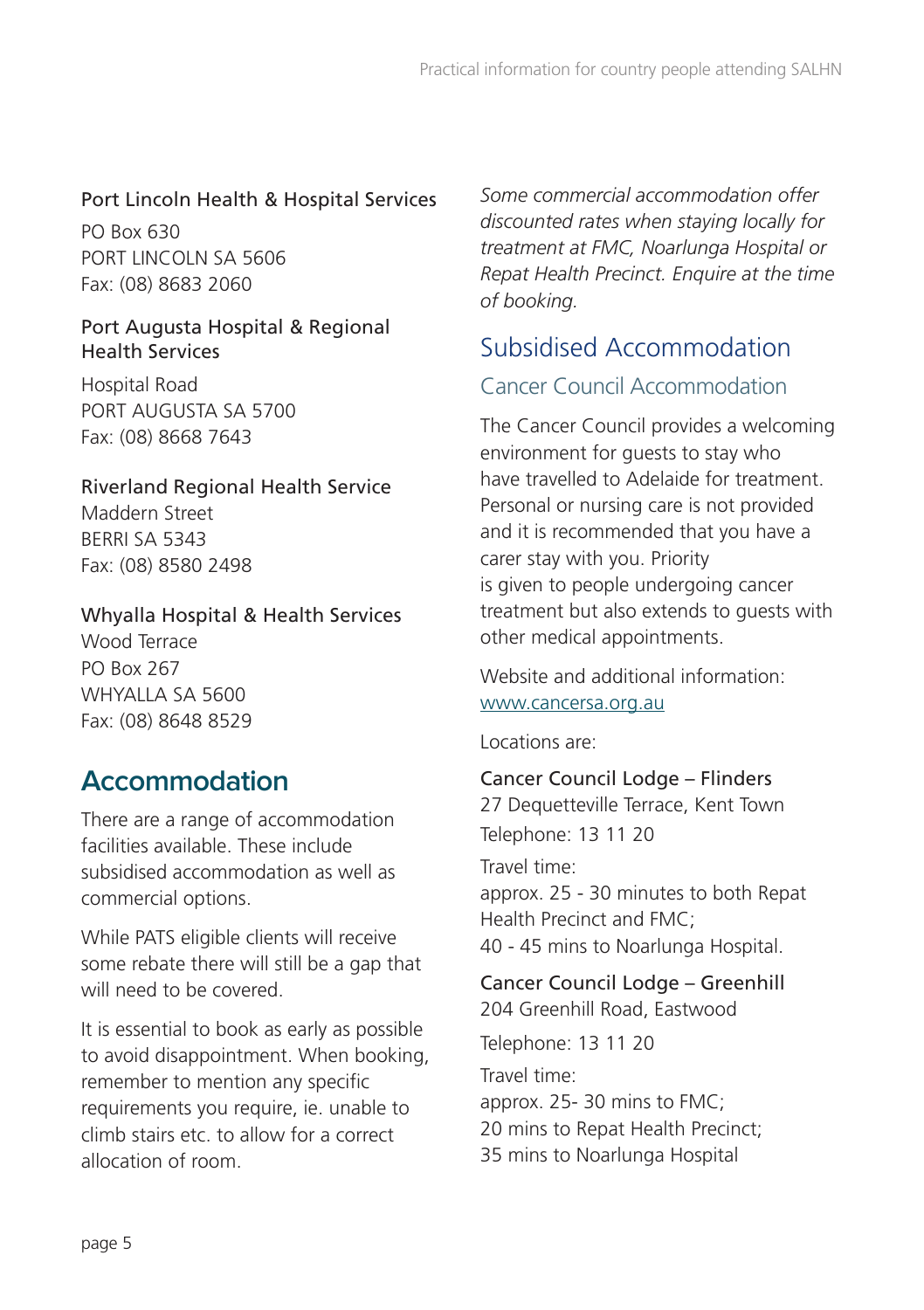Port Lincoln Health & Hospital Services

PO Box 630
PORT LINCOLN SA 5606
Fax: (08) 8683 2060

Port Augusta Hospital & Regional Health Services

Hospital Road
PORT AUGUSTA SA 5700
Fax: (08) 8668 7643

Riverland Regional Health Service
Maddern Street
BERRI SA 5343
Fax: (08) 8580 2498

Whyalla Hospital & Health Services
Wood Terrace
PO Box 267
WHYALLA SA 5600
Fax: (08) 8648 8529

# Accommodation

There are a range of accommodation facilities available. These include subsidised accommodation as well as commercial options.

While PATS eligible clients will receive some rebate there will still be a gap that will need to be covered.

It is essential to book as early as possible to avoid disappointment. When booking, remember to mention any specific requirements you require, ie. unable to climb stairs etc. to allow for a correct allocation of room.

*Some commercial accommodation offer discounted rates when staying locally for treatment at FMC, Noarlunga Hospital or Repat Health Precinct. Enquire at the time of booking.*

## Subsidised Accommodation

### Cancer Council Accommodation

The Cancer Council provides a welcoming environment for guests to stay who have travelled to Adelaide for treatment. Personal or nursing care is not provided and it is recommended that you have a carer stay with you. Priority is given to people undergoing cancer treatment but also extends to guests with other medical appointments.

Website and additional information: www.cancersa.org.au

Locations are:

Cancer Council Lodge – Flinders
27 Dequetteville Terrace, Kent Town
Telephone: 13 11 20

Travel time:
approx. 25 - 30 minutes to both Repat Health Precinct and FMC;
40 - 45 mins to Noarlunga Hospital.

Cancer Council Lodge – Greenhill
204 Greenhill Road, Eastwood

Telephone: 13 11 20

Travel time:
approx. 25- 30 mins to FMC;
20 mins to Repat Health Precinct;
35 mins to Noarlunga Hospital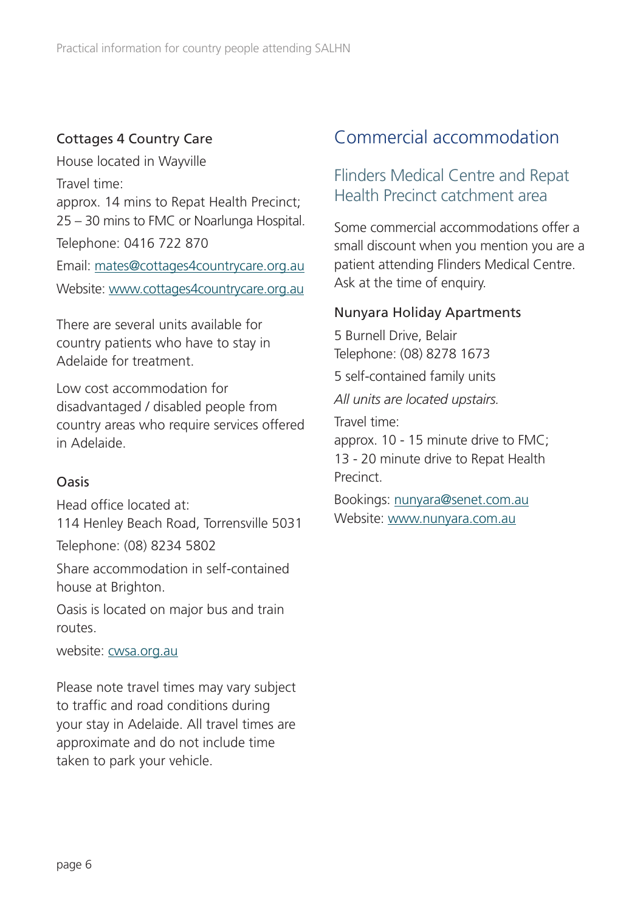### Cottages 4 Country Care

House located in Wayville

Travel time:
approx. 14 mins to Repat Health Precinct;
25 – 30 mins to FMC or Noarlunga Hospital.

Telephone: 0416 722 870

Email: mates@cottages4countrycare.org.au

Website: www.cottages4countrycare.org.au

There are several units available for country patients who have to stay in Adelaide for treatment.

Low cost accommodation for disadvantaged / disabled people from country areas who require services offered in Adelaide.

### Oasis

Head office located at:
114 Henley Beach Road, Torrensville 5031

Telephone: (08) 8234 5802

Share accommodation in self-contained house at Brighton.

Oasis is located on major bus and train routes.

website: cwsa.org.au

Please note travel times may vary subject to traffic and road conditions during your stay in Adelaide. All travel times are approximate and do not include time taken to park your vehicle.

# Commercial accommodation

## Flinders Medical Centre and Repat Health Precinct catchment area

Some commercial accommodations offer a small discount when you mention you are a patient attending Flinders Medical Centre. Ask at the time of enquiry.

### Nunyara Holiday Apartments

5 Burnell Drive, Belair
Telephone: (08) 8278 1673

5 self-contained family units

*All units are located upstairs.*

Travel time:
approx. 10 - 15 minute drive to FMC;
13 - 20 minute drive to Repat Health Precinct.

Bookings: nunyara@senet.com.au
Website: www.nunyara.com.au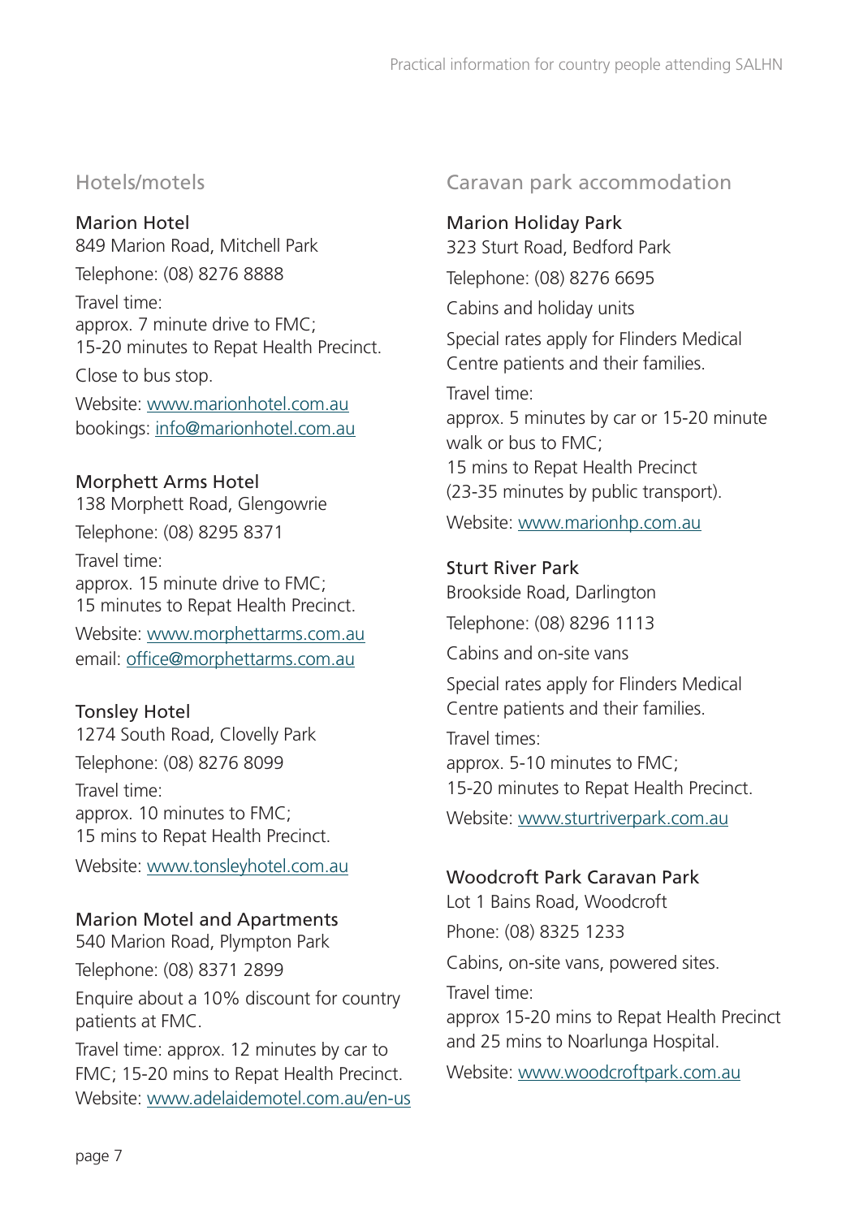## Hotels/motels

### Marion Hotel

849 Marion Road, Mitchell Park

Telephone: (08) 8276 8888

Travel time:
approx. 7 minute drive to FMC;
15-20 minutes to Repat Health Precinct.

Close to bus stop.

Website: www.marionhotel.com.au
bookings: info@marionhotel.com.au

### Morphett Arms Hotel

138 Morphett Road, Glengowrie

Telephone: (08) 8295 8371

Travel time:
approx. 15 minute drive to FMC;
15 minutes to Repat Health Precinct.

Website: www.morphettarms.com.au
email: office@morphettarms.com.au

### Tonsley Hotel

1274 South Road, Clovelly Park

Telephone: (08) 8276 8099

Travel time:
approx. 10 minutes to FMC;
15 mins to Repat Health Precinct.

Website: www.tonsleyhotel.com.au

### Marion Motel and Apartments

540 Marion Road, Plympton Park

Telephone: (08) 8371 2899

Enquire about a 10% discount for country patients at FMC.

Travel time: approx. 12 minutes by car to FMC; 15-20 mins to Repat Health Precinct.
Website: www.adelaidemotel.com.au/en-us

## Caravan park accommodation

### Marion Holiday Park

323 Sturt Road, Bedford Park

Telephone: (08) 8276 6695

Cabins and holiday units

Special rates apply for Flinders Medical Centre patients and their families.

Travel time:
approx. 5 minutes by car or 15-20 minute walk or bus to FMC;
15 mins to Repat Health Precinct
(23-35 minutes by public transport).

Website: www.marionhp.com.au

### Sturt River Park

Brookside Road, Darlington

Telephone: (08) 8296 1113

Cabins and on-site vans

Special rates apply for Flinders Medical Centre patients and their families.

Travel times:
approx. 5-10 minutes to FMC;
15-20 minutes to Repat Health Precinct.

Website: www.sturtriverpark.com.au

### Woodcroft Park Caravan Park

Lot 1 Bains Road, Woodcroft

Phone: (08) 8325 1233

Cabins, on-site vans, powered sites.

Travel time:
approx 15-20 mins to Repat Health Precinct and 25 mins to Noarlunga Hospital.

Website: www.woodcroftpark.com.au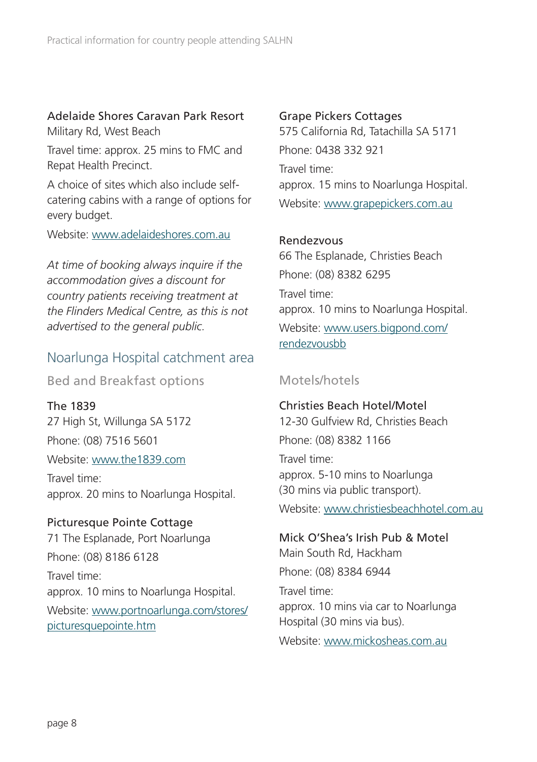**Adelaide Shores Caravan Park Resort**
Military Rd, West Beach

Travel time: approx. 25 mins to FMC and Repat Health Precinct.

A choice of sites which also include self-catering cabins with a range of options for every budget.

Website: www.adelaideshores.com.au

*At time of booking always inquire if the accommodation gives a discount for country patients receiving treatment at the Flinders Medical Centre, as this is not advertised to the general public.*

## Noarlunga Hospital catchment area

### Bed and Breakfast options

**The 1839**
27 High St, Willunga SA 5172

Phone: (08) 7516 5601

Website: www.the1839.com

Travel time:
approx. 20 mins to Noarlunga Hospital.

**Picturesque Pointe Cottage**
71 The Esplanade, Port Noarlunga

Phone: (08) 8186 6128

Travel time:
approx. 10 mins to Noarlunga Hospital.

Website: www.portnoarlunga.com/stores/picturesquepointe.htm

**Grape Pickers Cottages**
575 California Rd, Tatachilla SA 5171

Phone: 0438 332 921

Travel time:
approx. 15 mins to Noarlunga Hospital.

Website: www.grapepickers.com.au

**Rendezvous**
66 The Esplanade, Christies Beach

Phone: (08) 8382 6295

Travel time:
approx. 10 mins to Noarlunga Hospital.

Website: www.users.bigpond.com/rendezvousbb

### Motels/hotels

**Christies Beach Hotel/Motel**
12-30 Gulfview Rd, Christies Beach

Phone: (08) 8382 1166

Travel time:
approx. 5-10 mins to Noarlunga (30 mins via public transport).

Website: www.christiesbeachhotel.com.au

**Mick O'Shea's Irish Pub & Motel**
Main South Rd, Hackham

Phone: (08) 8384 6944

Travel time:
approx. 10 mins via car to Noarlunga Hospital (30 mins via bus).

Website: www.mickosheas.com.au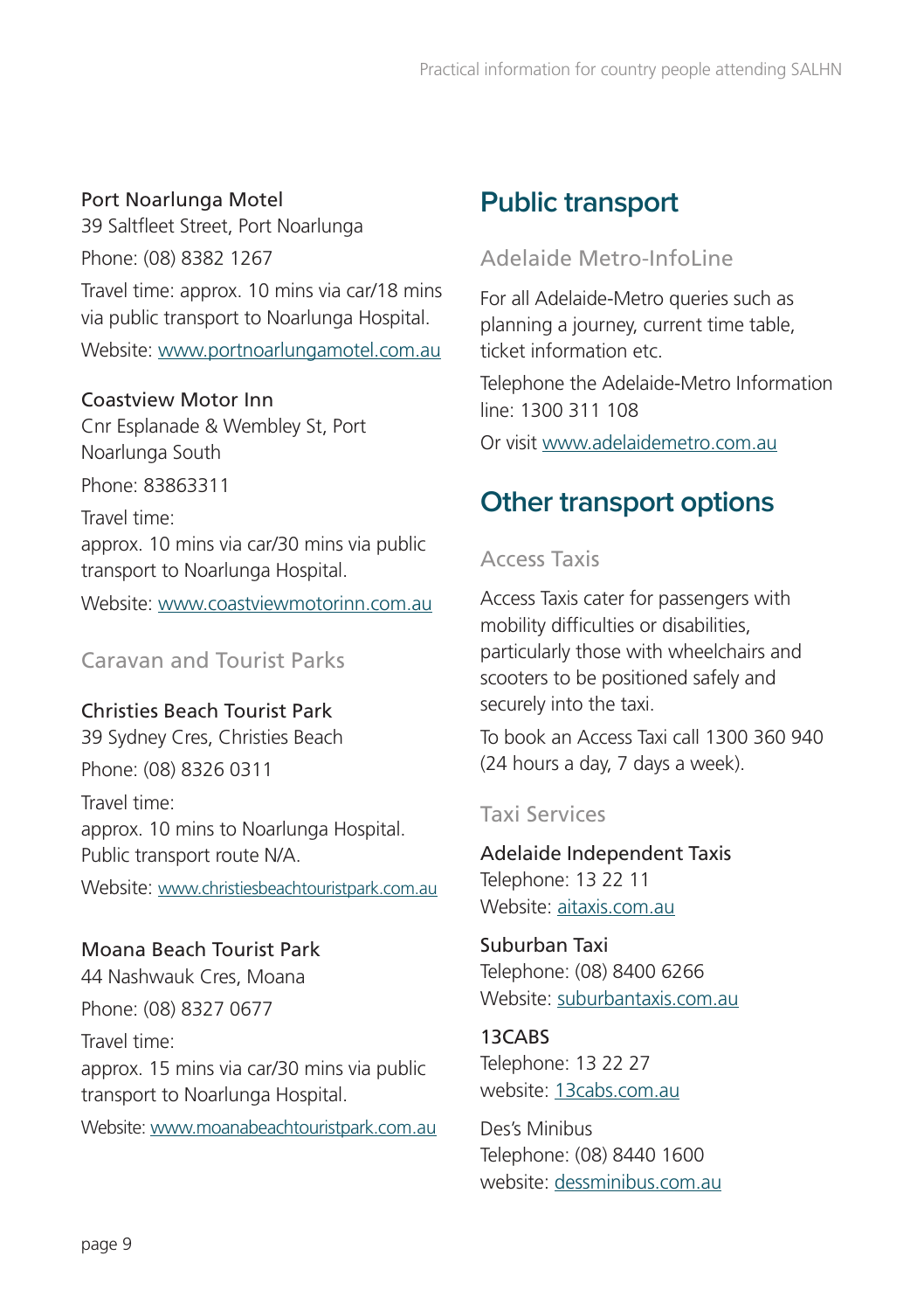**Port Noarlunga Motel**
39 Saltfleet Street, Port Noarlunga

Phone: (08) 8382 1267

Travel time: approx. 10 mins via car/18 mins via public transport to Noarlunga Hospital.

Website: www.portnoarlungamotel.com.au

**Coastview Motor Inn**
Cnr Esplanade & Wembley St, Port Noarlunga South

Phone: 83863311

Travel time:
approx. 10 mins via car/30 mins via public transport to Noarlunga Hospital.

Website: www.coastviewmotorinn.com.au

### Caravan and Tourist Parks

**Christies Beach Tourist Park**
39 Sydney Cres, Christies Beach

Phone: (08) 8326 0311

Travel time:
approx. 10 mins to Noarlunga Hospital. Public transport route N/A.

Website: www.christiesbeachtouristpark.com.au

**Moana Beach Tourist Park**
44 Nashwauk Cres, Moana

Phone: (08) 8327 0677

Travel time:
approx. 15 mins via car/30 mins via public transport to Noarlunga Hospital.

Website: www.moanabeachtouristpark.com.au

## Public transport

### Adelaide Metro-InfoLine

For all Adelaide-Metro queries such as planning a journey, current time table, ticket information etc.

Telephone the Adelaide-Metro Information line: 1300 311 108

Or visit www.adelaidemetro.com.au

## Other transport options

### Access Taxis

Access Taxis cater for passengers with mobility difficulties or disabilities, particularly those with wheelchairs and scooters to be positioned safely and securely into the taxi.

To book an Access Taxi call 1300 360 940 (24 hours a day, 7 days a week).

### Taxi Services

**Adelaide Independent Taxis**
Telephone: 13 22 11
Website: aitaxis.com.au

**Suburban Taxi**
Telephone: (08) 8400 6266
Website: suburbantaxis.com.au

**13CABS**
Telephone: 13 22 27
website: 13cabs.com.au

Des's Minibus
Telephone: (08) 8440 1600
website: dessminibus.com.au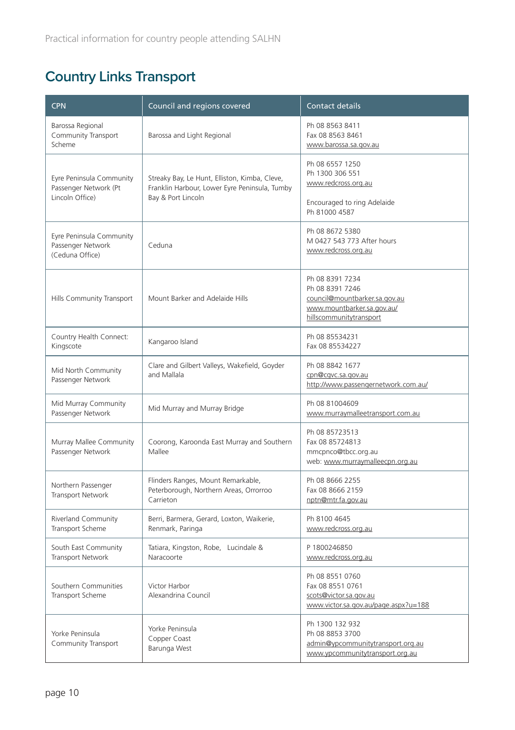## Country Links Transport

| CPN | Council and regions covered | Contact details |
|---|---|---|
| Barossa Regional Community Transport Scheme | Barossa and Light Regional | Ph 08 8563 8411<br>Fax 08 8563 8461<br>www.barossa.sa.gov.au |
| Eyre Peninsula Community Passenger Network (Pt Lincoln Office) | Streaky Bay, Le Hunt, Elliston, Kimba, Cleve, Franklin Harbour, Lower Eyre Peninsula, Tumby Bay & Port Lincoln | Ph 08 6557 1250<br>Ph 1300 306 551<br>www.redcross.org.au<br><br>Encouraged to ring Adelaide<br>Ph 81000 4587 |
| Eyre Peninsula Community Passenger Network (Ceduna Office) | Ceduna | Ph 08 8672 5380<br>M 0427 543 773 After hours<br>www.redcross.org.au |
| Hills Community Transport | Mount Barker and Adelaide Hills | Ph 08 8391 7234<br>Ph 08 8391 7246<br>council@mountbarker.sa.gov.au<br>www.mountbarker.sa.gov.au/hillscommunitytransport |
| Country Health Connect: Kingscote | Kangaroo Island | Ph 08 85534231<br>Fax 08 85534227 |
| Mid North Community Passenger Network | Clare and Gilbert Valleys, Wakefield, Goyder and Mallala | Ph 08 8842 1677<br>cpn@cgvc.sa.gov.au<br>http://www.passengernetwork.com.au/ |
| Mid Murray Community Passenger Network | Mid Murray and Murray Bridge | Ph 08 81004609<br>www.murraymalleetransport.com.au |
| Murray Mallee Community Passenger Network | Coorong, Karoonda East Murray and Southern Mallee | Ph 08 85723513<br>Fax 08 85724813<br>mmcpnco@tbcc.org.au<br>web: www.murraymalleecpn.org.au |
| Northern Passenger Transport Network | Flinders Ranges, Mount Remarkable, Peterborough, Northern Areas, Orroroo Carrieton | Ph 08 8666 2255<br>Fax 08 8666 2159<br>nptn@mtr.fa.gov.au |
| Riverland Community Transport Scheme | Berri, Barmera, Gerard, Loxton, Waikerie, Renmark, Paringa | Ph 8100 4645<br>www.redcross.org.au |
| South East Community Transport Network | Tatiara, Kingston, Robe, Lucindale & Naracoorte | P 1800246850<br>www.redcross.org.au |
| Southern Communities Transport Scheme | Victor Harbor<br>Alexandrina Council | Ph 08 8551 0760<br>Fax 08 8551 0761<br>scots@victor.sa.gov.au<br>www.victor.sa.gov.au/page.aspx?u=188 |
| Yorke Peninsula Community Transport | Yorke Peninsula<br>Copper Coast<br>Barunga West | Ph 1300 132 932<br>Ph 08 8853 3700<br>admin@ypcommunitytransport.org.au<br>www.ypcommunitytransport.org.au |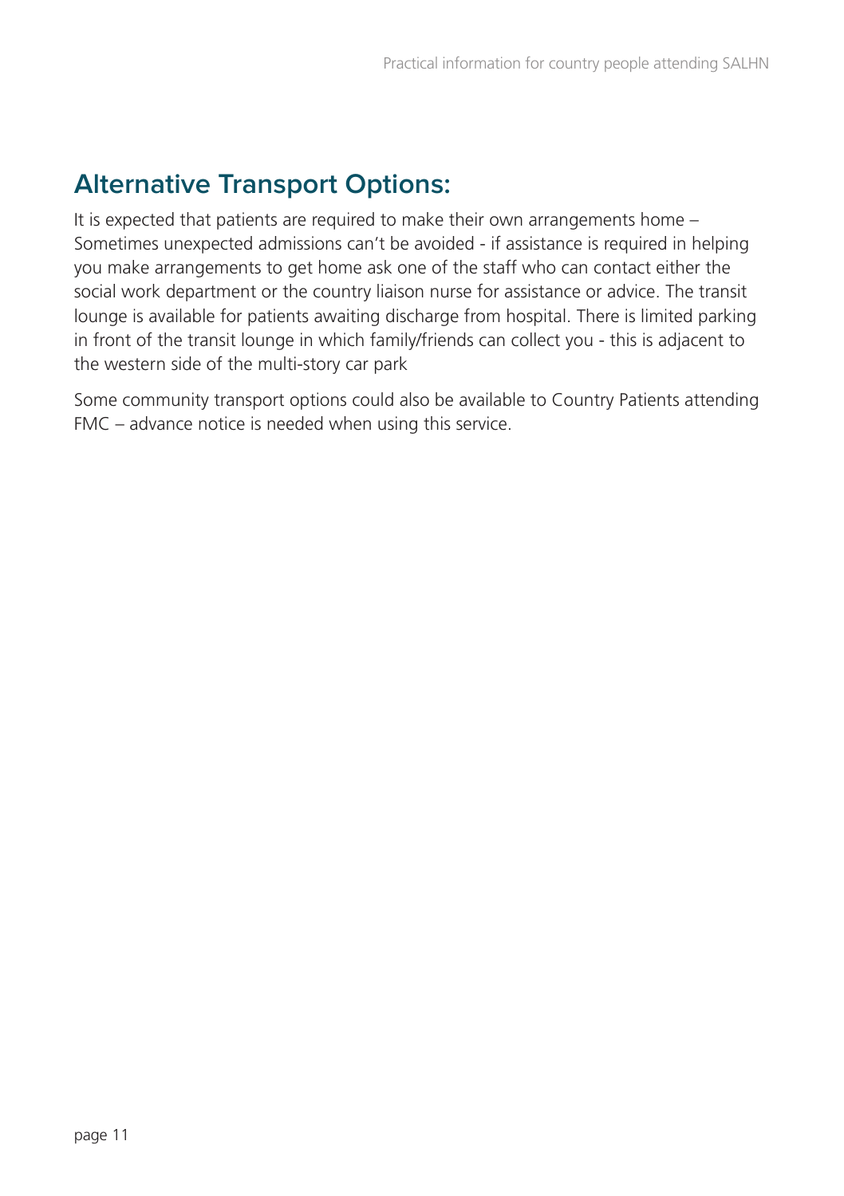## Alternative Transport Options:

It is expected that patients are required to make their own arrangements home – Sometimes unexpected admissions can't be avoided - if assistance is required in helping you make arrangements to get home ask one of the staff who can contact either the social work department or the country liaison nurse for assistance or advice. The transit lounge is available for patients awaiting discharge from hospital. There is limited parking in front of the transit lounge in which family/friends can collect you - this is adjacent to the western side of the multi-story car park

Some community transport options could also be available to Country Patients attending FMC – advance notice is needed when using this service.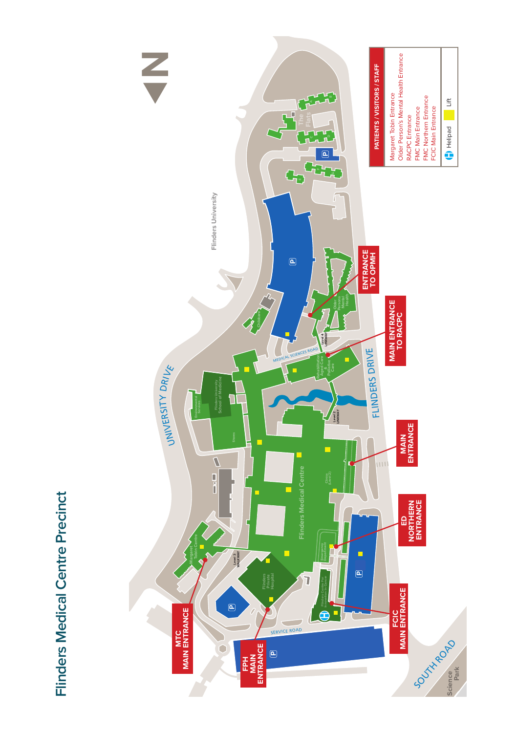# Flinders Medical Centre Precinct

**PATIENTS / VISITORS / STAFF**

- Margaret Tobin Entrance
- Older Person's Mental Health Entrance
- RACPC Entrance
- FMC Main Entrance
- FMC Northern Entrance
- FCIC Main Entrance

Helipad
Lift

ENTRANCE TO OPMH

MAIN ENTRANCE TO RACPC

MAIN ENTRANCE

ED NORTHERN ENTRANCE

FCIC MAIN ENTRANCE

MTC MAIN ENTRANCE

FPH MAIN ENTRANCE

Flinders University

UNIVERSITY DRIVE

FLINDERS DRIVE

MEDICAL SCIENCES ROAD

SERVICE ROAD

SOUTH ROAD

Science Park

Flinders Medical Centre

The Flats

Childcare

Older Persons Mental Health

Rehabilitation Aged Care & Palliative Care

Level 4 LINKWAY

Level 2 LINKWAY

Level 3 WALKWAY

Environmental Services

Flinders University School of Medicine

Clinics (Level 2)

Emergency Department

Margaret Tobin Centre

Flinders Private Hospital

Flinders Centre for Innovation in Cancer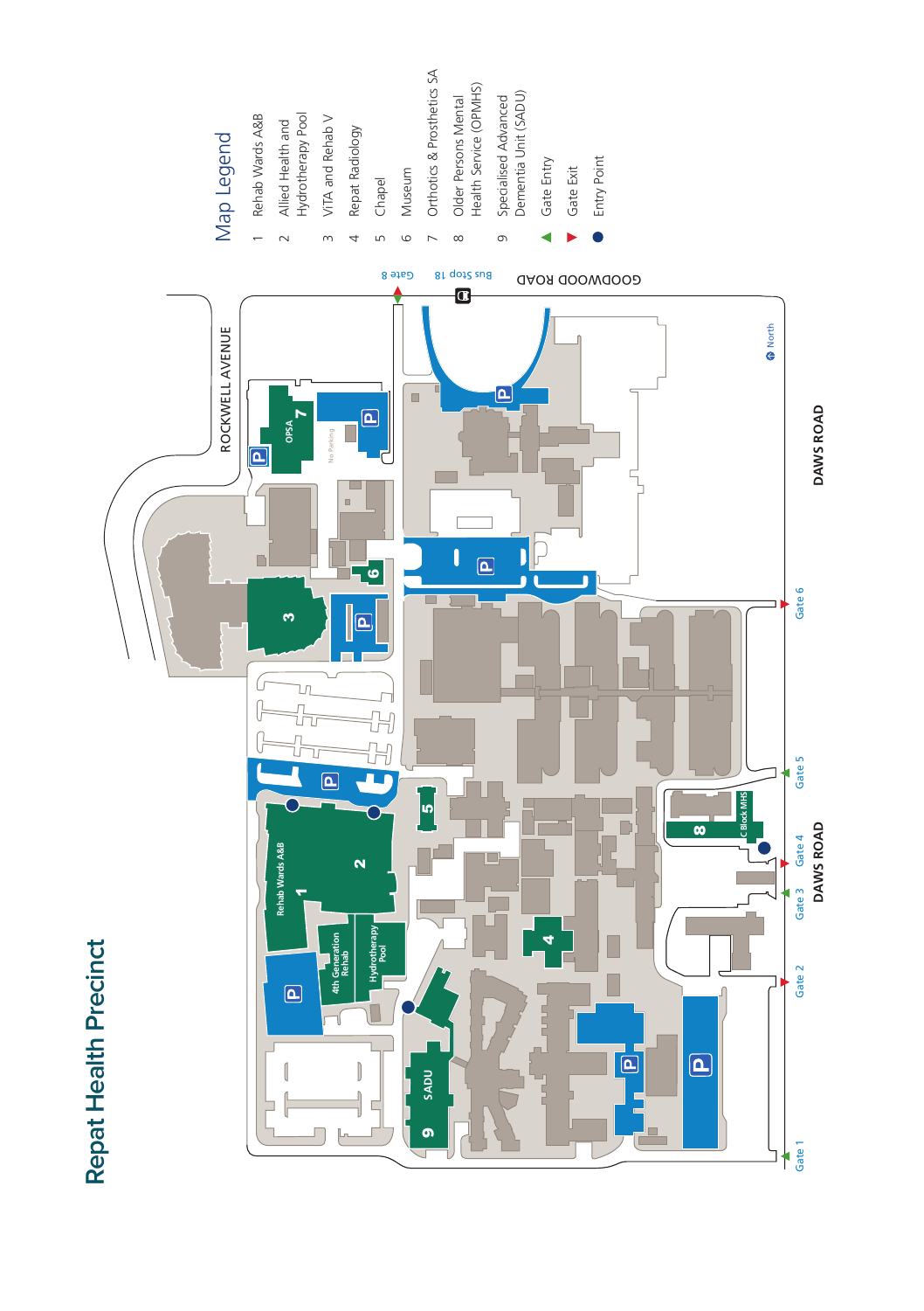# Repat Health Precinct

## Map Legend

1. Rehab Wards A&B
2. Allied Health and Hydrotherapy Pool
3. ViTA and Rehab V
4. Repat Radiology
5. Chapel
6. Museum
7. Orthotics & Prosthetics SA
8. Older Persons Mental Health Service (OPMHS)
9. Specialised Advanced Dementia Unit (SADU)

- ▲ Gate Entry
- ▼ Gate Exit
- ● Entry Point

ROCKWELL AVENUE

GOODWOOD ROAD

DAWS ROAD

Gate 1, Gate 2, Gate 3, Gate 4, Gate 5, Gate 6, Gate 8

Bus Stop 18

North

OPSA

No Parking

Rehab Wards A&B

4th Generation Rehab

Hydrotherapy Pool

SADU

C Block MHS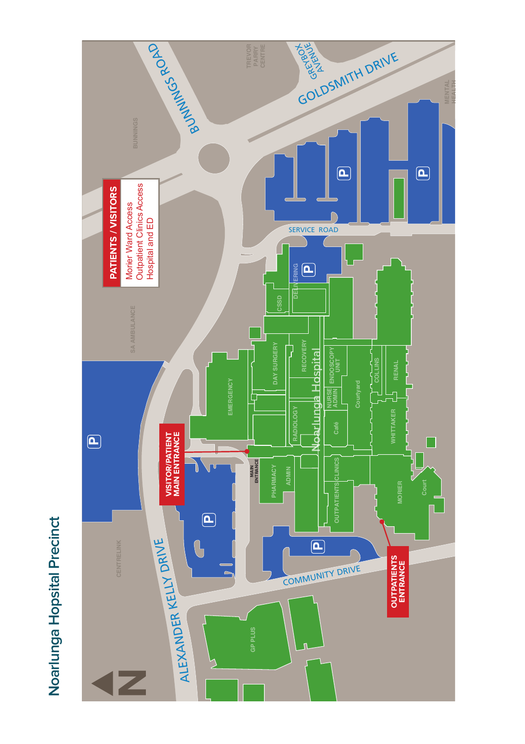# Noarlunga Hopsital Precinct

**PATIENTS / VISITORS**

Morier Ward Access
Outpatient Clinics Access
Hospital and ED

**VISITOR/PATIENT MAIN ENTRANCE**

**OUTPATIENTS ENTRANCE**

BUNNINGS ROAD
GOLDSMITH DRIVE
GREYBOX AVENUE
SERVICE ROAD
ALEXANDER KELLY DRIVE
COMMUNITY DRIVE

TREVOR PARRY CENTRE
MENTAL HEALTH
BUNNINGS
SA AMBULANCE
CENTRELINK
GP PLUS

Noarlunga Hospital

EMERGENCY
DAY SURGERY
RECOVERY
CSSD
DELIVERING
RADIOLOGY
ENDOSCOPY UNIT
NURSE ADMIN
Café
Courtyard
COLLINS
RENAL
WHITTAKER
MAIN ENTRANCE
PHARMACY
ADMIN
OUTPATIENTS CLINICS
MORIER
Court

P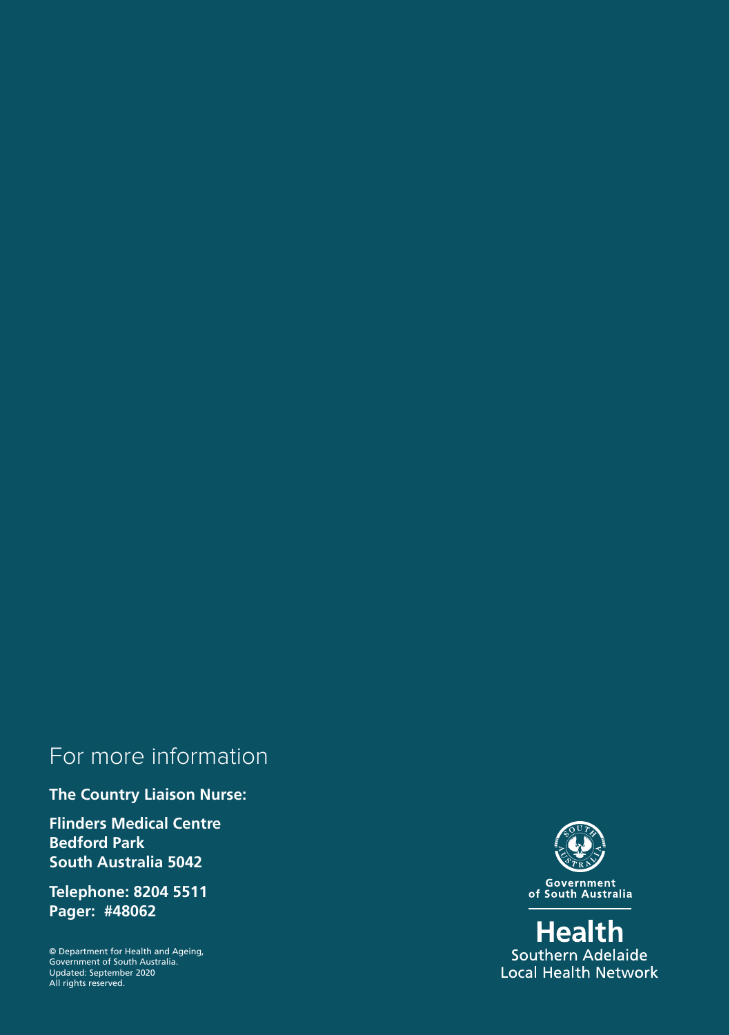## For more information

**The Country Liaison Nurse:**

**Flinders Medical Centre**
**Bedford Park**
**South Australia 5042**

**Telephone: 8204 5511**
**Pager: #48062**

© Department for Health and Ageing,
Government of South Australia.
Updated: September 2020
All rights reserved.

Government of South Australia

**Health**
Southern Adelaide
Local Health Network